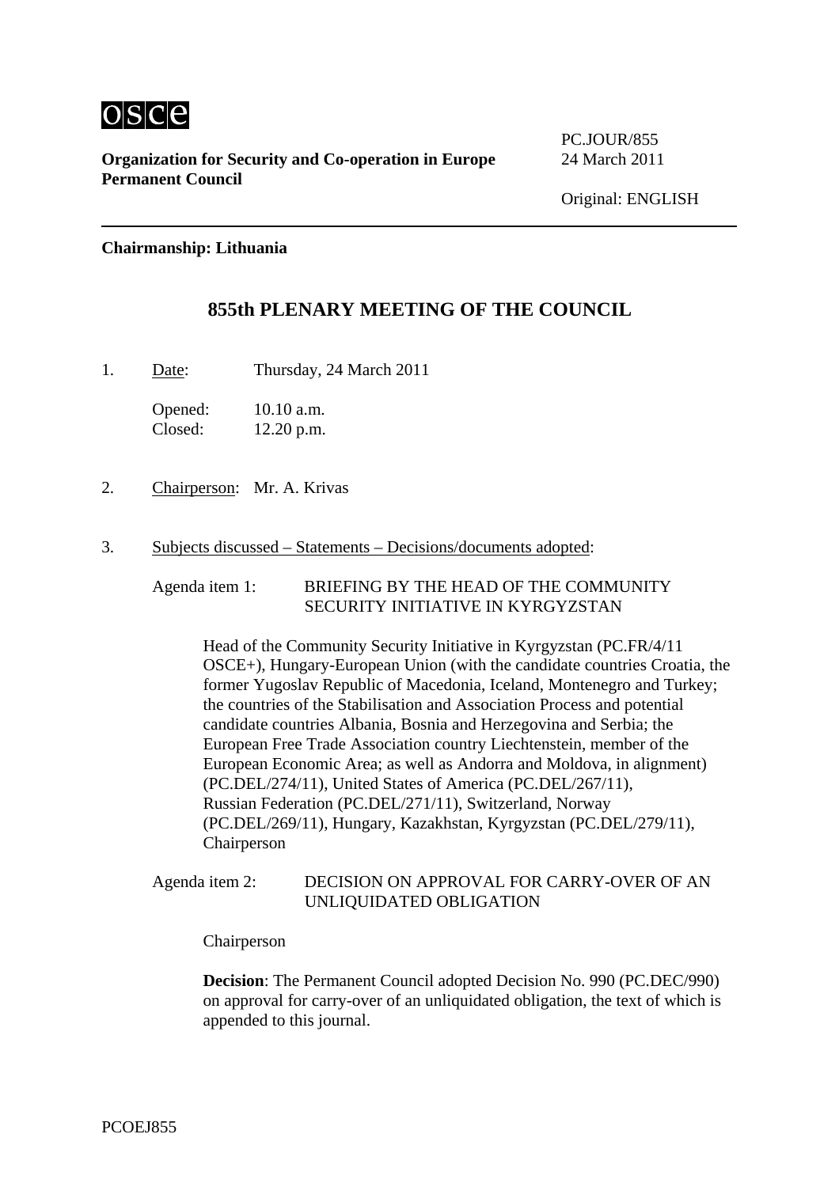osce

**Organization for Security and Co-operation in Europe**
**Permanent Council**

PC.JOUR/855
24 March 2011

Original: ENGLISH

**Chairmanship: Lithuania**

# 855th PLENARY MEETING OF THE COUNCIL

1. Date: Thursday, 24 March 2011

   Opened: 10.10 a.m.
   Closed: 12.20 p.m.

2. Chairperson: Mr. A. Krivas

3. Subjects discussed – Statements – Decisions/documents adopted:

   Agenda item 1: BRIEFING BY THE HEAD OF THE COMMUNITY SECURITY INITIATIVE IN KYRGYZSTAN

   Head of the Community Security Initiative in Kyrgyzstan (PC.FR/4/11 OSCE+), Hungary-European Union (with the candidate countries Croatia, the former Yugoslav Republic of Macedonia, Iceland, Montenegro and Turkey; the countries of the Stabilisation and Association Process and potential candidate countries Albania, Bosnia and Herzegovina and Serbia; the European Free Trade Association country Liechtenstein, member of the European Economic Area; as well as Andorra and Moldova, in alignment) (PC.DEL/274/11), United States of America (PC.DEL/267/11), Russian Federation (PC.DEL/271/11), Switzerland, Norway (PC.DEL/269/11), Hungary, Kazakhstan, Kyrgyzstan (PC.DEL/279/11), Chairperson

   Agenda item 2: DECISION ON APPROVAL FOR CARRY-OVER OF AN UNLIQUIDATED OBLIGATION

   Chairperson

   **Decision**: The Permanent Council adopted Decision No. 990 (PC.DEC/990) on approval for carry-over of an unliquidated obligation, the text of which is appended to this journal.

PCOEJ855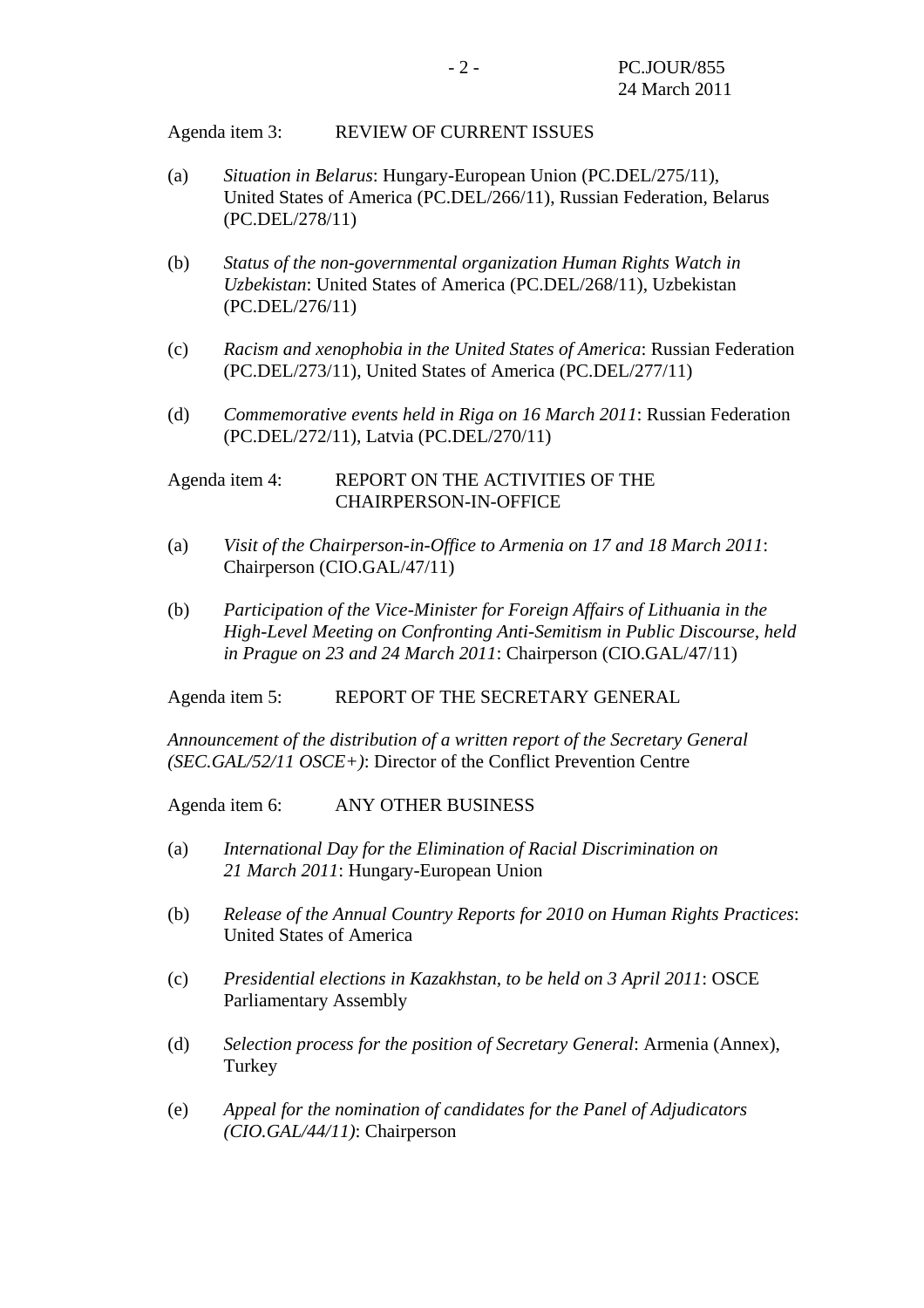Agenda item 3: REVIEW OF CURRENT ISSUES

(a) *Situation in Belarus*: Hungary-European Union (PC.DEL/275/11), United States of America (PC.DEL/266/11), Russian Federation, Belarus (PC.DEL/278/11)

(b) *Status of the non-governmental organization Human Rights Watch in Uzbekistan*: United States of America (PC.DEL/268/11), Uzbekistan (PC.DEL/276/11)

(c) *Racism and xenophobia in the United States of America*: Russian Federation (PC.DEL/273/11), United States of America (PC.DEL/277/11)

(d) *Commemorative events held in Riga on 16 March 2011*: Russian Federation (PC.DEL/272/11), Latvia (PC.DEL/270/11)

Agenda item 4: REPORT ON THE ACTIVITIES OF THE CHAIRPERSON-IN-OFFICE

(a) *Visit of the Chairperson-in-Office to Armenia on 17 and 18 March 2011*: Chairperson (CIO.GAL/47/11)

(b) *Participation of the Vice-Minister for Foreign Affairs of Lithuania in the High-Level Meeting on Confronting Anti-Semitism in Public Discourse, held in Prague on 23 and 24 March 2011*: Chairperson (CIO.GAL/47/11)

Agenda item 5: REPORT OF THE SECRETARY GENERAL

*Announcement of the distribution of a written report of the Secretary General (SEC.GAL/52/11 OSCE+)*: Director of the Conflict Prevention Centre

Agenda item 6: ANY OTHER BUSINESS

(a) *International Day for the Elimination of Racial Discrimination on 21 March 2011*: Hungary-European Union

(b) *Release of the Annual Country Reports for 2010 on Human Rights Practices*: United States of America

(c) *Presidential elections in Kazakhstan, to be held on 3 April 2011*: OSCE Parliamentary Assembly

(d) *Selection process for the position of Secretary General*: Armenia (Annex), Turkey

(e) *Appeal for the nomination of candidates for the Panel of Adjudicators (CIO.GAL/44/11)*: Chairperson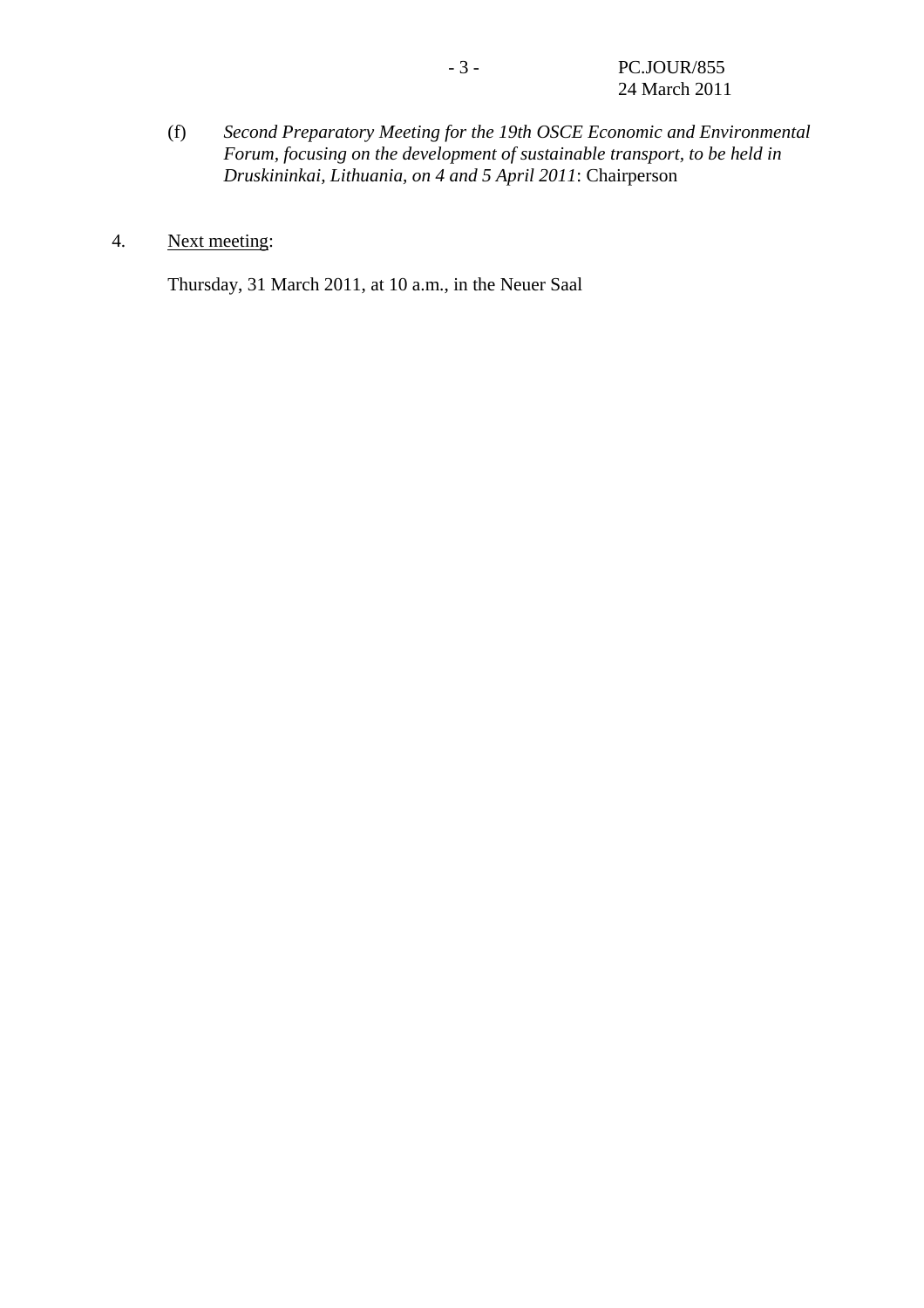(f) *Second Preparatory Meeting for the 19th OSCE Economic and Environmental Forum, focusing on the development of sustainable transport, to be held in Druskininkai, Lithuania, on 4 and 5 April 2011*: Chairperson

4. Next meeting:

Thursday, 31 March 2011, at 10 a.m., in the Neuer Saal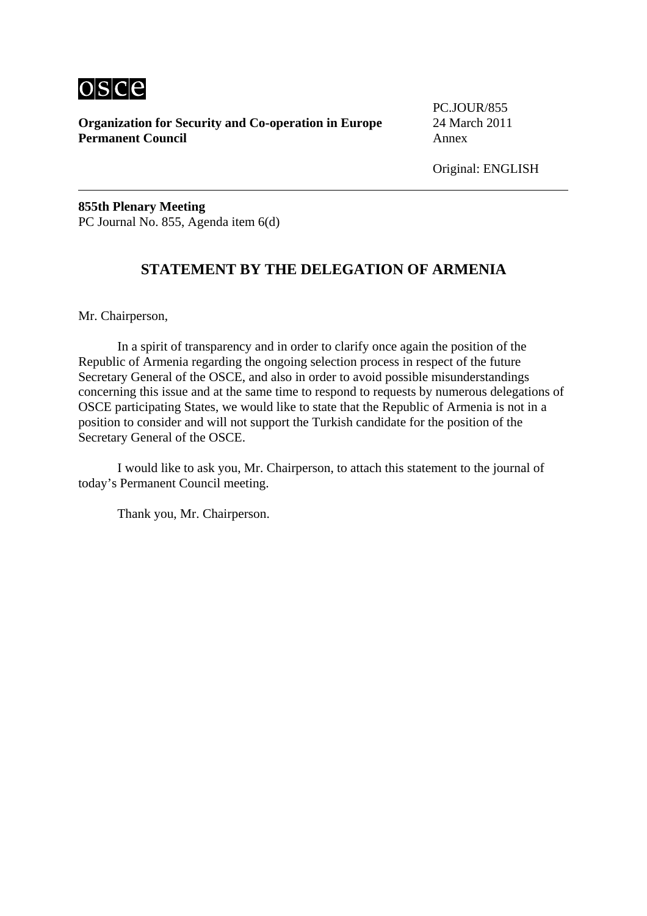**Organization for Security and Co-operation in Europe**
**Permanent Council**

PC.JOUR/855
24 March 2011
Annex

Original: ENGLISH

---

**855th Plenary Meeting**
PC Journal No. 855, Agenda item 6(d)

## STATEMENT BY THE DELEGATION OF ARMENIA

Mr. Chairperson,

In a spirit of transparency and in order to clarify once again the position of the Republic of Armenia regarding the ongoing selection process in respect of the future Secretary General of the OSCE, and also in order to avoid possible misunderstandings concerning this issue and at the same time to respond to requests by numerous delegations of OSCE participating States, we would like to state that the Republic of Armenia is not in a position to consider and will not support the Turkish candidate for the position of the Secretary General of the OSCE.

I would like to ask you, Mr. Chairperson, to attach this statement to the journal of today's Permanent Council meeting.

Thank you, Mr. Chairperson.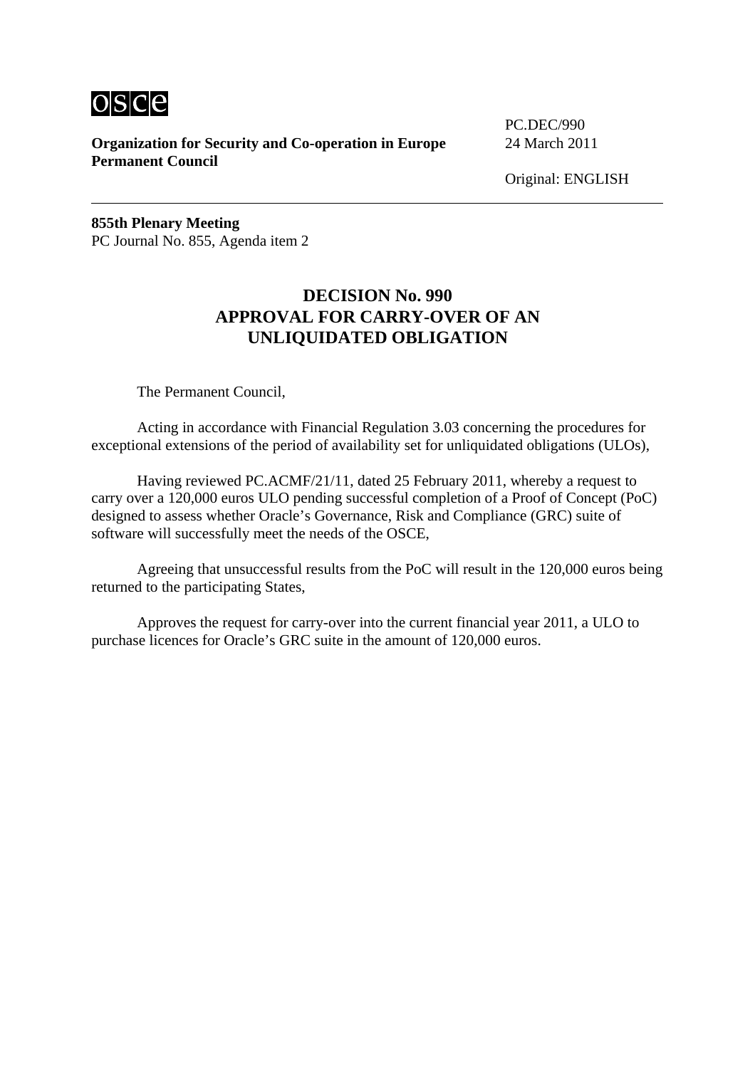osce

**Organization for Security and Co-operation in Europe**
**Permanent Council**

PC.DEC/990
24 March 2011

Original: ENGLISH

**855th Plenary Meeting**
PC Journal No. 855, Agenda item 2

# DECISION No. 990
# APPROVAL FOR CARRY-OVER OF AN UNLIQUIDATED OBLIGATION

The Permanent Council,

Acting in accordance with Financial Regulation 3.03 concerning the procedures for exceptional extensions of the period of availability set for unliquidated obligations (ULOs),

Having reviewed PC.ACMF/21/11, dated 25 February 2011, whereby a request to carry over a 120,000 euros ULO pending successful completion of a Proof of Concept (PoC) designed to assess whether Oracle's Governance, Risk and Compliance (GRC) suite of software will successfully meet the needs of the OSCE,

Agreeing that unsuccessful results from the PoC will result in the 120,000 euros being returned to the participating States,

Approves the request for carry-over into the current financial year 2011, a ULO to purchase licences for Oracle's GRC suite in the amount of 120,000 euros.